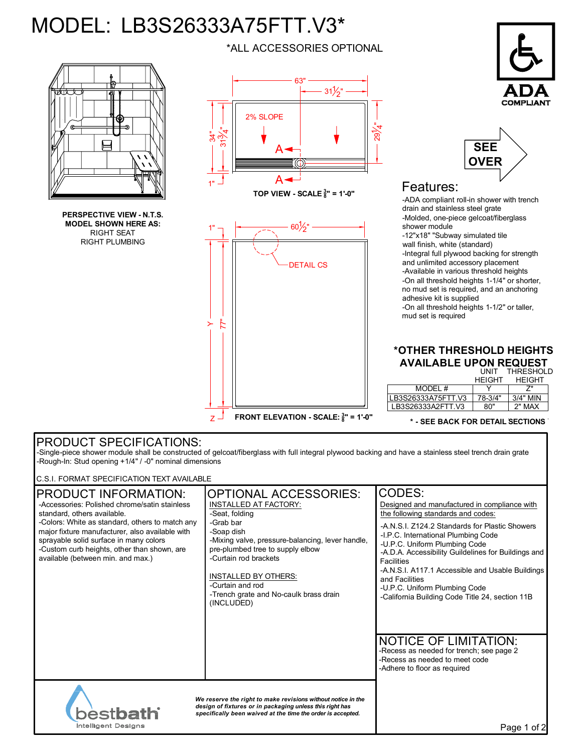# MODEL: LB3S26333A75FTT.V3*

*ALL ACCESSORIES OPTIONAL

ADA COMPLIANT

SEE OVER

**PERSPECTIVE VIEW - N.T.S.**
**MODEL SHOWN HERE AS:**
RIGHT SEAT
RIGHT PLUMBING

63"
31½"
2% SLOPE
A
A
34"
31¾"
29¼"
1"

**TOP VIEW - SCALE ⅜" = 1'-0"**

1"
60½"
DETAIL CS
Y
77"
Z

**FRONT ELEVATION - SCALE: ⅜" = 1'-0"**

## Features:

- ADA compliant roll-in shower with trench drain and stainless steel grate
- Molded, one-piece gelcoat/fiberglass shower module
- 12"x18" "Subway simulated tile wall finish, white (standard)
- Integral full plywood backing for strength and unlimited accessory placement
- Available in various threshold heights
- On all threshold heights 1-1/4" or shorter, no mud set is required, and an anchoring adhesive kit is supplied
- On all threshold heights 1-1/2" or taller, mud set is required

## *OTHER THRESHOLD HEIGHTS AVAILABLE UPON REQUEST

| MODEL # | UNIT HEIGHT Y | THRESHOLD HEIGHT Z* |
|---|---|---|
| LB3S26333A75FTT.V3 | 78-3/4" | 3/4" MIN |
| LB3S26333A2FTT.V3 | 80" | 2" MAX |

**\* - SEE BACK FOR DETAIL SECTIONS**

## PRODUCT SPECIFICATIONS:

- Single-piece shower module shall be constructed of gelcoat/fiberglass with full integral plywood backing and have a stainless steel trench drain grate
- Rough-In: Stud opening +1/4" / -0" nominal dimensions

C.S.I. FORMAT SPECIFICATION TEXT AVAILABLE

## PRODUCT INFORMATION:

- Accessories: Polished chrome/satin stainless standard, others available.
- Colors: White as standard, others to match any major fixture manufacturer, also available with sprayable solid surface in many colors
- Custom curb heights, other than shown, are available (between min. and max.)

## OPTIONAL ACCESSORIES:

INSTALLED AT FACTORY:

- Seat, folding
- Grab bar
- Soap dish
- Mixing valve, pressure-balancing, lever handle, pre-plumbed tree to supply elbow
- Curtain rod brackets

INSTALLED BY OTHERS:

- Curtain and rod
- Trench grate and No-caulk brass drain (INCLUDED)

## CODES:

Designed and manufactured in compliance with the following standards and codes:

- A.N.S.I. Z124.2 Standards for Plastic Showers
- I.P.C. International Plumbing Code
- U.P.C. Uniform Plumbing Code
- A.D.A. Accessibility Guildelines for Buildings and Facilities
- A.N.S.I. A117.1 Accessible and Usable Buildings and Facilities
- U.P.C. Uniform Plumbing Code
- California Building Code Title 24, section 11B

## NOTICE OF LIMITATION:

- Recess as needed for trench; see page 2
- Recess as needed to meet code
- Adhere to floor as required

bestbath
Intelligent Designs

***We reserve the right to make revisions without notice in the design of fixtures or in packaging unless this right has specifically been waived at the time the order is accepted.***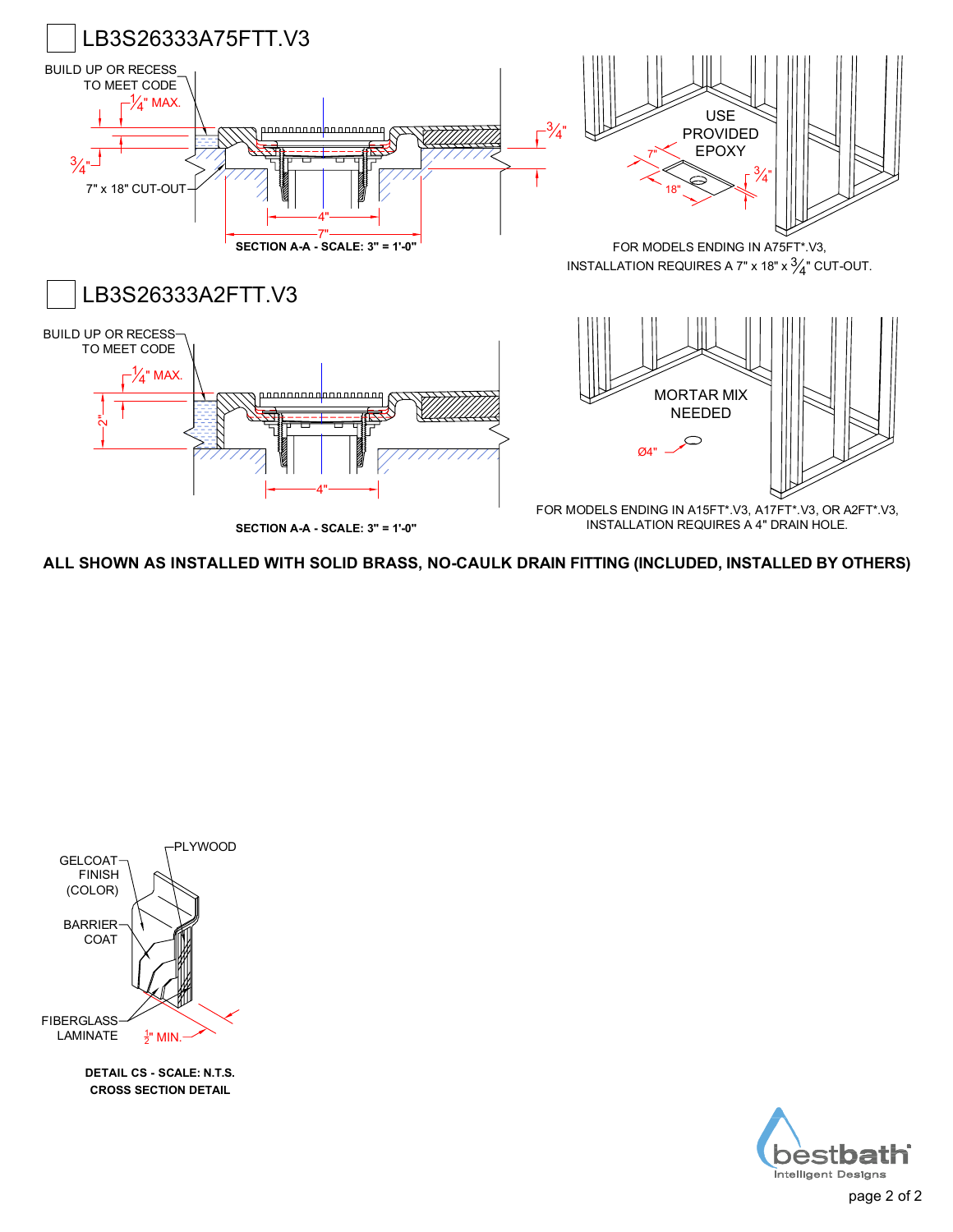## ☐ LB3S26333A75FTT.V3

BUILD UP OR RECESS TO MEET CODE

¼" MAX.

¾"

7" x 18" CUT-OUT

4"

7"

**SECTION A-A - SCALE: 3" = 1'-0"**

¾"

USE PROVIDED EPOXY

7"

18"

¾"

FOR MODELS ENDING IN A75FT*.V3, INSTALLATION REQUIRES A 7" x 18" x ¾" CUT-OUT.

## ☐ LB3S26333A2FTT.V3

BUILD UP OR RECESS TO MEET CODE

¼" MAX.

2"

4"

**SECTION A-A - SCALE: 3" = 1'-0"**

MORTAR MIX NEEDED

Ø4"

FOR MODELS ENDING IN A15FT*.V3, A17FT*.V3, OR A2FT*.V3, INSTALLATION REQUIRES A 4" DRAIN HOLE.

**ALL SHOWN AS INSTALLED WITH SOLID BRASS, NO-CAULK DRAIN FITTING (INCLUDED, INSTALLED BY OTHERS)**

GELCOAT FINISH (COLOR)

PLYWOOD

BARRIER COAT

FIBERGLASS LAMINATE

½" MIN.

**DETAIL CS - SCALE: N.T.S.**
**CROSS SECTION DETAIL**

bestbath
Intelligent Designs